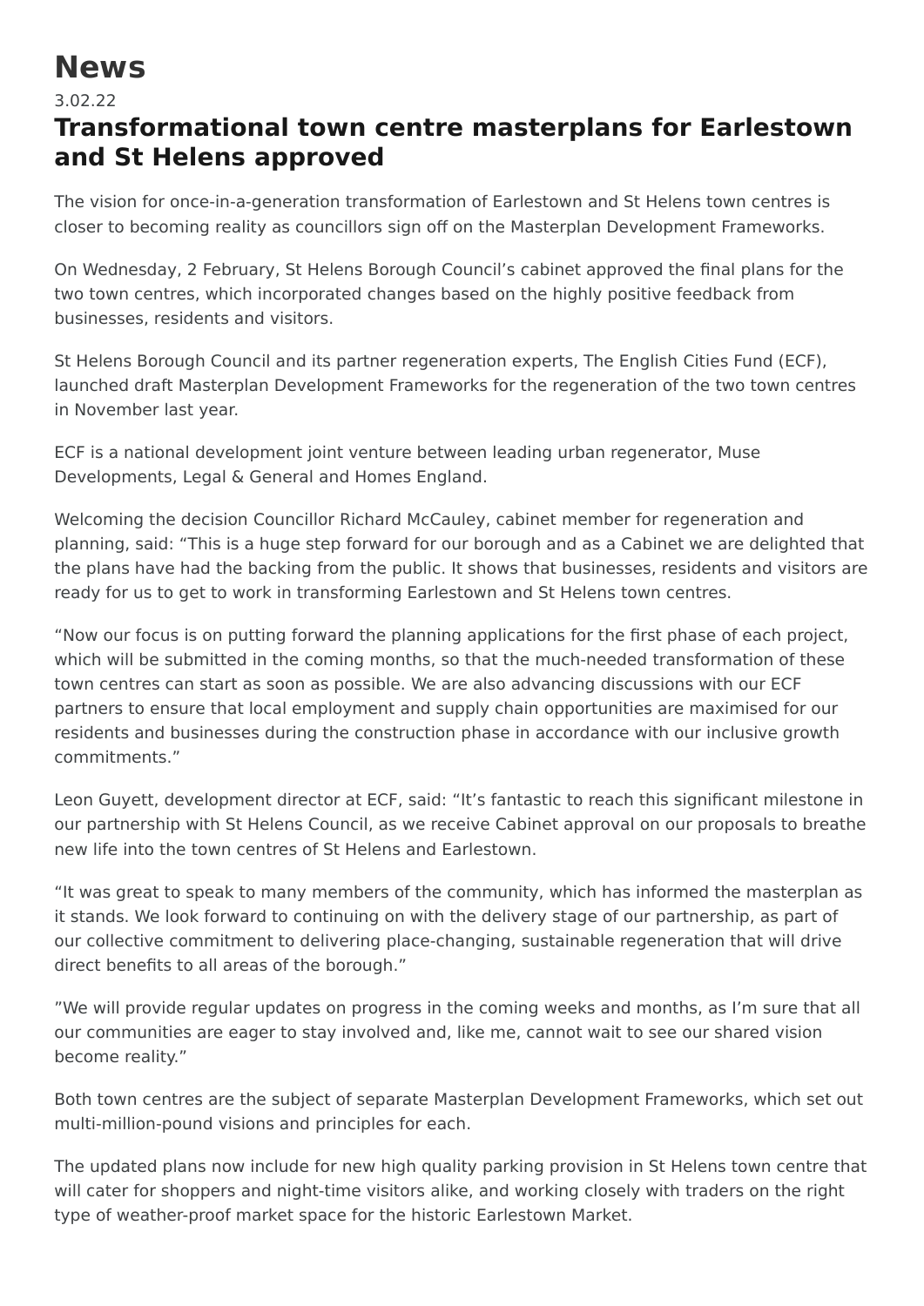# News

3.02.22

## Transformational town centre masterplans for Earlestown and St Helens approved

The vision for once-in-a-generation transformation of Earlestown and St Helens town centres is closer to becoming reality as councillors sign off on the Masterplan Development Frameworks.

On Wednesday, 2 February, St Helens Borough Council's cabinet approved the final plans for the two town centres, which incorporated changes based on the highly positive feedback from businesses, residents and visitors.

St Helens Borough Council and its partner regeneration experts, The English Cities Fund (ECF), launched draft Masterplan Development Frameworks for the regeneration of the two town centres in November last year.

ECF is a national development joint venture between leading urban regenerator, Muse Developments, Legal & General and Homes England.

Welcoming the decision Councillor Richard McCauley, cabinet member for regeneration and planning, said: "This is a huge step forward for our borough and as a Cabinet we are delighted that the plans have had the backing from the public. It shows that businesses, residents and visitors are ready for us to get to work in transforming Earlestown and St Helens town centres.

"Now our focus is on putting forward the planning applications for the first phase of each project, which will be submitted in the coming months, so that the much-needed transformation of these town centres can start as soon as possible. We are also advancing discussions with our ECF partners to ensure that local employment and supply chain opportunities are maximised for our residents and businesses during the construction phase in accordance with our inclusive growth commitments."

Leon Guyett, development director at ECF, said: "It's fantastic to reach this significant milestone in our partnership with St Helens Council, as we receive Cabinet approval on our proposals to breathe new life into the town centres of St Helens and Earlestown.

"It was great to speak to many members of the community, which has informed the masterplan as it stands. We look forward to continuing on with the delivery stage of our partnership, as part of our collective commitment to delivering place-changing, sustainable regeneration that will drive direct benefits to all areas of the borough."

"We will provide regular updates on progress in the coming weeks and months, as I'm sure that all our communities are eager to stay involved and, like me, cannot wait to see our shared vision become reality."

Both town centres are the subject of separate Masterplan Development Frameworks, which set out multi-million-pound visions and principles for each.

The updated plans now include for new high quality parking provision in St Helens town centre that will cater for shoppers and night-time visitors alike, and working closely with traders on the right type of weather-proof market space for the historic Earlestown Market.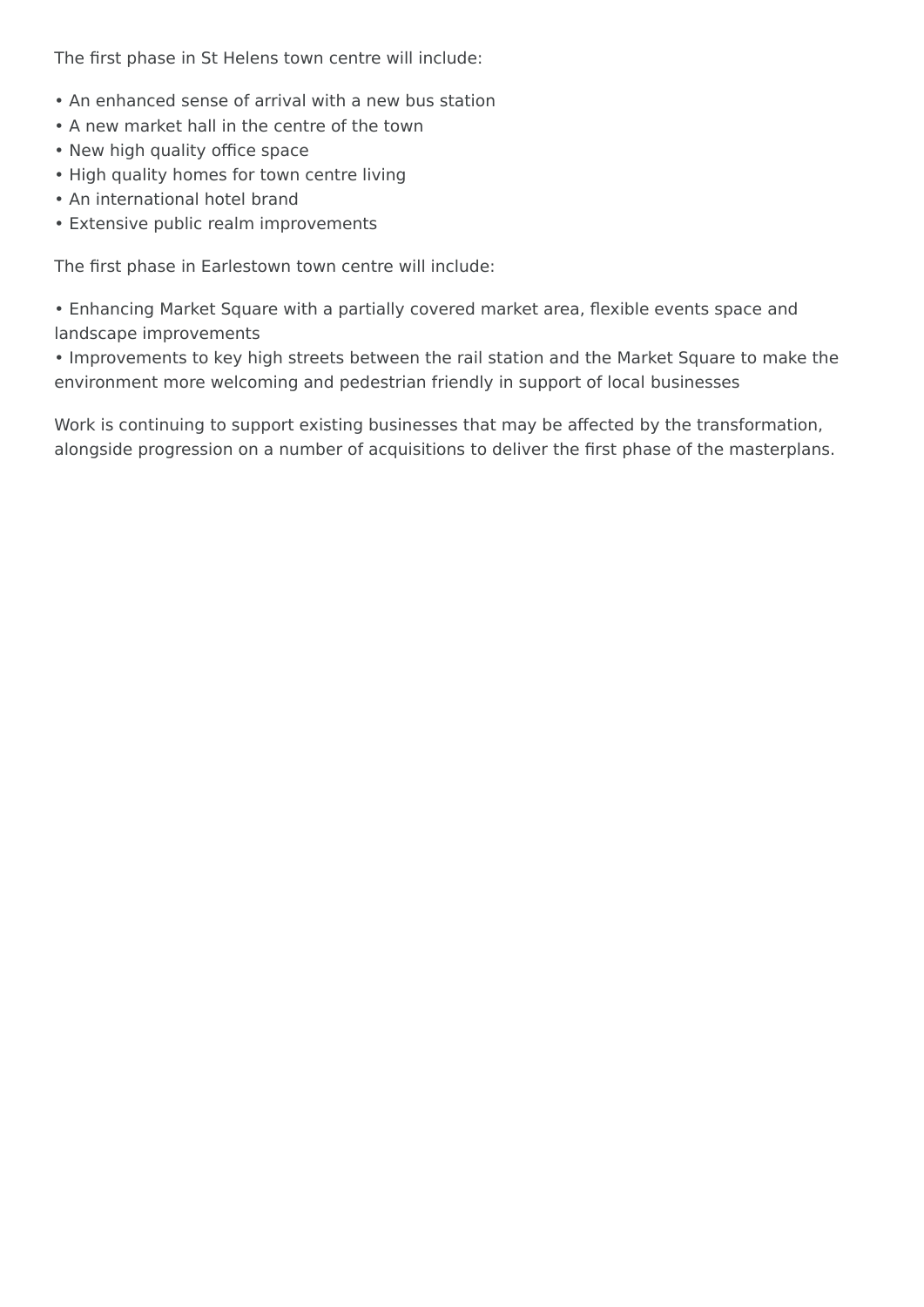The first phase in St Helens town centre will include:

- An enhanced sense of arrival with a new bus station
- A new market hall in the centre of the town
- New high quality office space
- High quality homes for town centre living
- An international hotel brand
- Extensive public realm improvements

The first phase in Earlestown town centre will include:

- Enhancing Market Square with a partially covered market area, flexible events space and landscape improvements
- Improvements to key high streets between the rail station and the Market Square to make the environment more welcoming and pedestrian friendly in support of local businesses

Work is continuing to support existing businesses that may be affected by the transformation, alongside progression on a number of acquisitions to deliver the first phase of the masterplans.